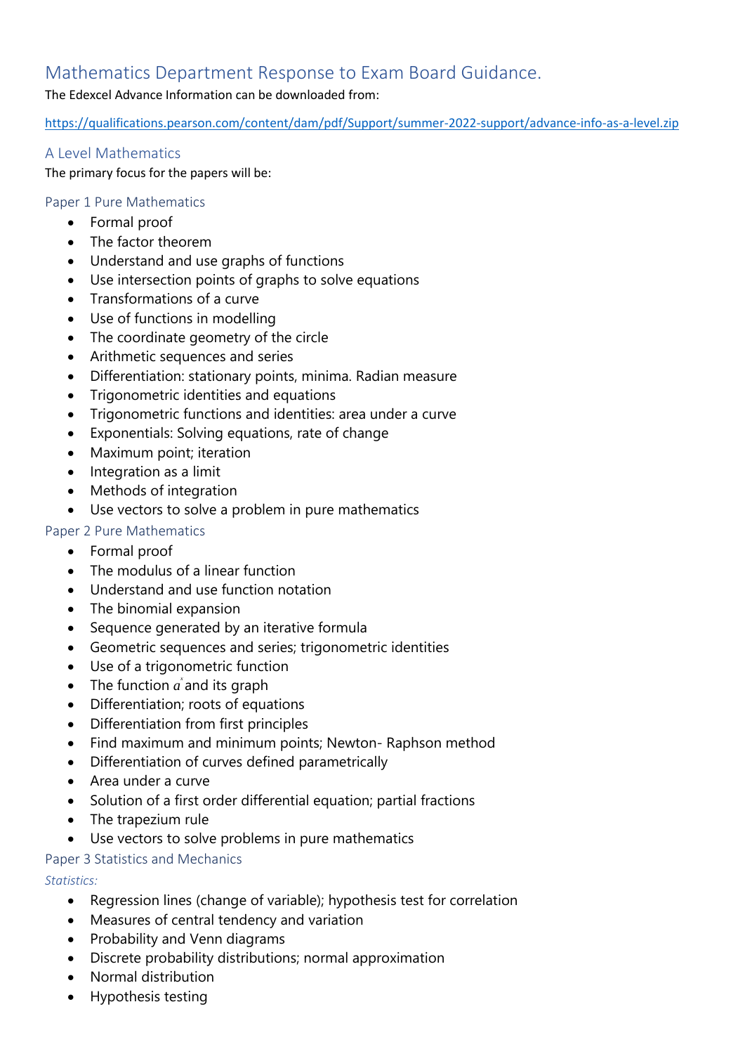# Mathematics Department Response to Exam Board Guidance.

The Edexcel Advance Information can be downloaded from:

https://qualifications.pearson.com/content/dam/pdf/Support/summer-2022-support/advance-info-as-a-level.zip

## A Level Mathematics

The primary focus for the papers will be:

### Paper 1 Pure Mathematics

- Formal proof
- The factor theorem
- Understand and use graphs of functions
- Use intersection points of graphs to solve equations
- Transformations of a curve
- Use of functions in modelling
- The coordinate geometry of the circle
- Arithmetic sequences and series
- Differentiation: stationary points, minima. Radian measure
- Trigonometric identities and equations
- Trigonometric functions and identities: area under a curve
- Exponentials: Solving equations, rate of change
- Maximum point; iteration
- Integration as a limit
- Methods of integration
- Use vectors to solve a problem in pure mathematics

### Paper 2 Pure Mathematics

- Formal proof
- The modulus of a linear function
- Understand and use function notation
- The binomial expansion
- Sequence generated by an iterative formula
- Geometric sequences and series; trigonometric identities
- Use of a trigonometric function
- The function $a^x$ and its graph
- Differentiation; roots of equations
- Differentiation from first principles
- Find maximum and minimum points; Newton- Raphson method
- Differentiation of curves defined parametrically
- Area under a curve
- Solution of a first order differential equation; partial fractions
- The trapezium rule
- Use vectors to solve problems in pure mathematics

### Paper 3 Statistics and Mechanics

*Statistics:*

- Regression lines (change of variable); hypothesis test for correlation
- Measures of central tendency and variation
- Probability and Venn diagrams
- Discrete probability distributions; normal approximation
- Normal distribution
- Hypothesis testing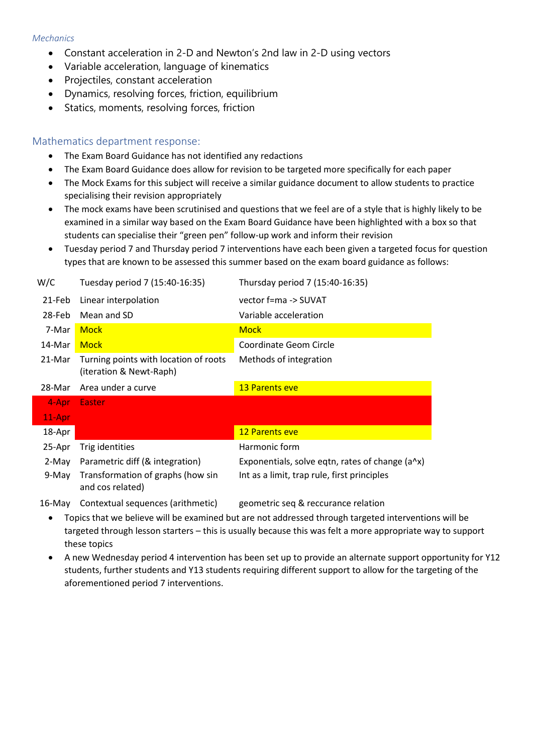*Mechanics*

- Constant acceleration in 2-D and Newton's 2nd law in 2-D using vectors
- Variable acceleration, language of kinematics
- Projectiles, constant acceleration
- Dynamics, resolving forces, friction, equilibrium
- Statics, moments, resolving forces, friction

## Mathematics department response:

- The Exam Board Guidance has not identified any redactions
- The Exam Board Guidance does allow for revision to be targeted more specifically for each paper
- The Mock Exams for this subject will receive a similar guidance document to allow students to practice specialising their revision appropriately
- The mock exams have been scrutinised and questions that we feel are of a style that is highly likely to be examined in a similar way based on the Exam Board Guidance have been highlighted with a box so that students can specialise their "green pen" follow-up work and inform their revision
- Tuesday period 7 and Thursday period 7 interventions have each been given a targeted focus for question types that are known to be assessed this summer based on the exam board guidance as follows:

| W/C | Tuesday period 7 (15:40-16:35) | Thursday period 7 (15:40-16:35) |
|---|---|---|
| 21-Feb | Linear interpolation | vector f=ma -> SUVAT |
| 28-Feb | Mean and SD | Variable acceleration |
| 7-Mar | Mock | Mock |
| 14-Mar | Mock | Coordinate Geom Circle |
| 21-Mar | Turning points with location of roots (iteration & Newt-Raph) | Methods of integration |
| 28-Mar | Area under a curve | 13 Parents eve |
| 4-Apr | Easter | |
| 11-Apr | | |
| 18-Apr | | 12 Parents eve |
| 25-Apr | Trig identities | Harmonic form |
| 2-May | Parametric diff (& integration) | Exponentials, solve eqtn, rates of change (a^x) |
| 9-May | Transformation of graphs (how sin and cos related) | Int as a limit, trap rule, first principles |
| 16-May | Contextual sequences (arithmetic) | geometric seq & reccurance relation |

- Topics that we believe will be examined but are not addressed through targeted interventions will be targeted through lesson starters – this is usually because this was felt a more appropriate way to support these topics
- A new Wednesday period 4 intervention has been set up to provide an alternate support opportunity for Y12 students, further students and Y13 students requiring different support to allow for the targeting of the aforementioned period 7 interventions.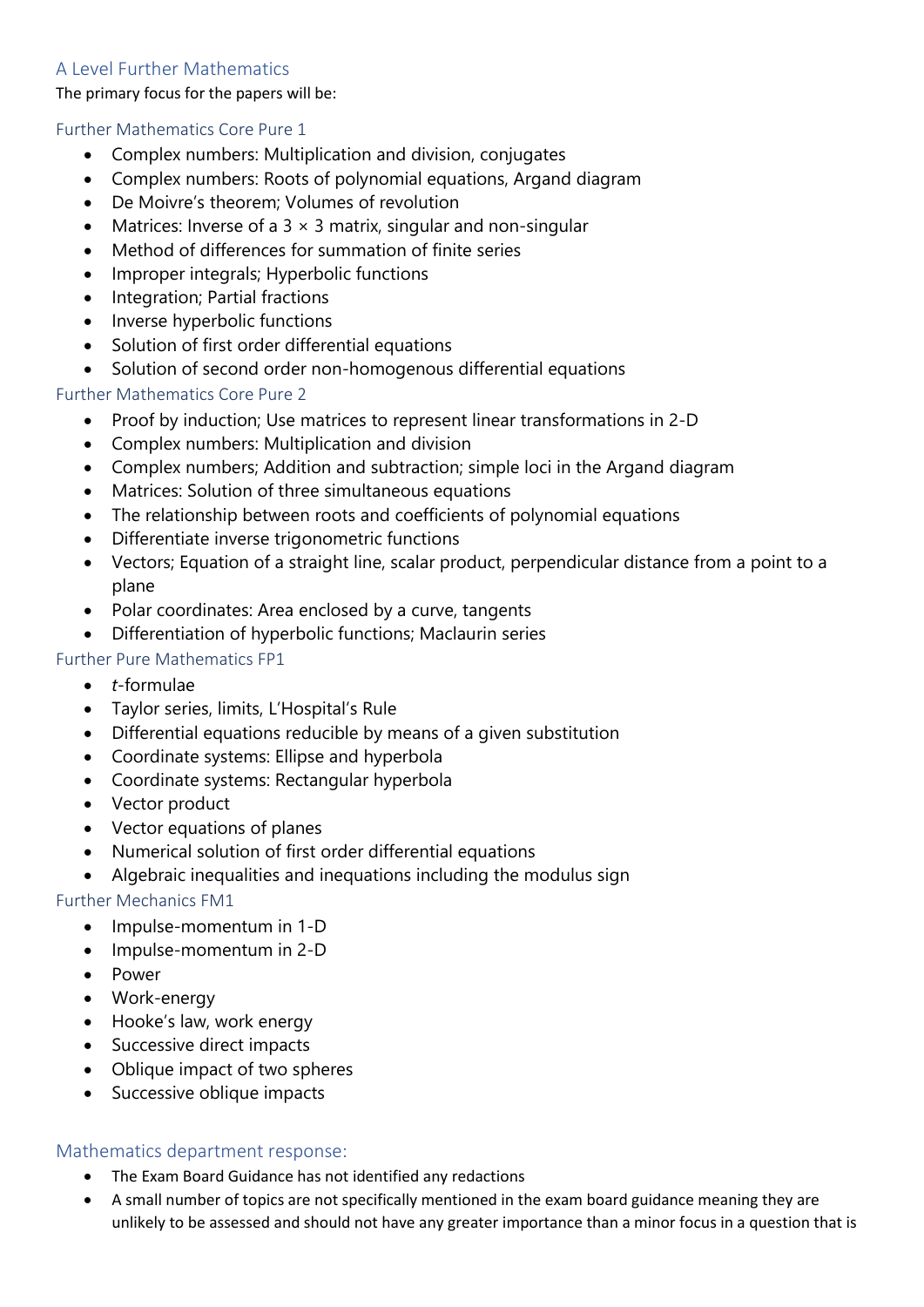## A Level Further Mathematics

The primary focus for the papers will be:

### Further Mathematics Core Pure 1

- Complex numbers: Multiplication and division, conjugates
- Complex numbers: Roots of polynomial equations, Argand diagram
- De Moivre's theorem; Volumes of revolution
- Matrices: Inverse of a 3 × 3 matrix, singular and non-singular
- Method of differences for summation of finite series
- Improper integrals; Hyperbolic functions
- Integration; Partial fractions
- Inverse hyperbolic functions
- Solution of first order differential equations
- Solution of second order non-homogenous differential equations

### Further Mathematics Core Pure 2

- Proof by induction; Use matrices to represent linear transformations in 2-D
- Complex numbers: Multiplication and division
- Complex numbers; Addition and subtraction; simple loci in the Argand diagram
- Matrices: Solution of three simultaneous equations
- The relationship between roots and coefficients of polynomial equations
- Differentiate inverse trigonometric functions
- Vectors; Equation of a straight line, scalar product, perpendicular distance from a point to a plane
- Polar coordinates: Area enclosed by a curve, tangents
- Differentiation of hyperbolic functions; Maclaurin series

### Further Pure Mathematics FP1

- *t*-formulae
- Taylor series, limits, L'Hospital's Rule
- Differential equations reducible by means of a given substitution
- Coordinate systems: Ellipse and hyperbola
- Coordinate systems: Rectangular hyperbola
- Vector product
- Vector equations of planes
- Numerical solution of first order differential equations
- Algebraic inequalities and inequations including the modulus sign

### Further Mechanics FM1

- Impulse-momentum in 1-D
- Impulse-momentum in 2-D
- Power
- Work-energy
- Hooke's law, work energy
- Successive direct impacts
- Oblique impact of two spheres
- Successive oblique impacts

## Mathematics department response:

- The Exam Board Guidance has not identified any redactions
- A small number of topics are not specifically mentioned in the exam board guidance meaning they are unlikely to be assessed and should not have any greater importance than a minor focus in a question that is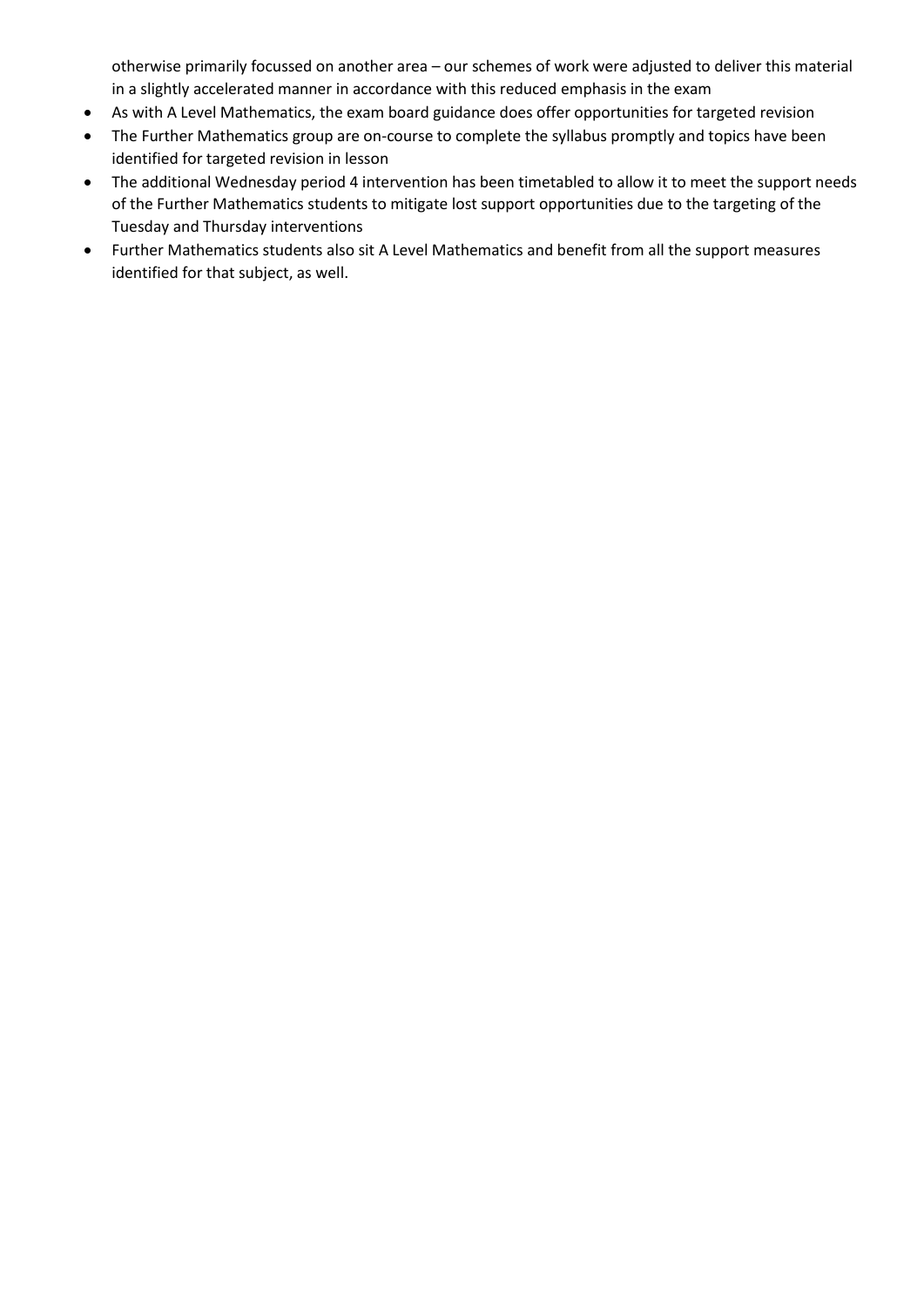otherwise primarily focussed on another area – our schemes of work were adjusted to deliver this material in a slightly accelerated manner in accordance with this reduced emphasis in the exam

- As with A Level Mathematics, the exam board guidance does offer opportunities for targeted revision
- The Further Mathematics group are on-course to complete the syllabus promptly and topics have been identified for targeted revision in lesson
- The additional Wednesday period 4 intervention has been timetabled to allow it to meet the support needs of the Further Mathematics students to mitigate lost support opportunities due to the targeting of the Tuesday and Thursday interventions
- Further Mathematics students also sit A Level Mathematics and benefit from all the support measures identified for that subject, as well.